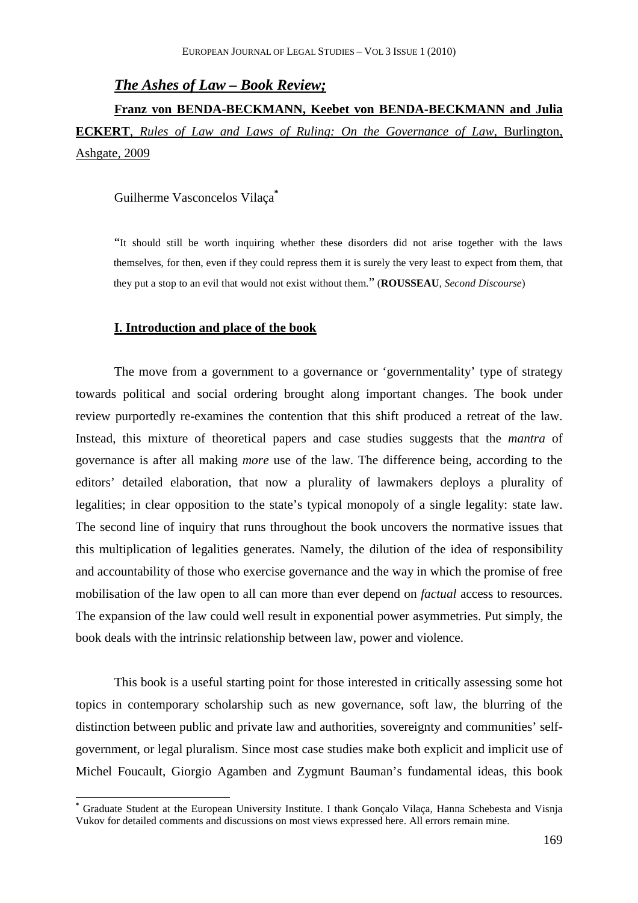## *The Ashes of Law – Book Review;*

**Franz von BENDA-BECKMANN, Keebet von BENDA-BECKMANN and Julia ECKERT**, *Rules of Law and Laws of Ruling: On the Governance of Law*, Burlington, Ashgate, 2009

Guilherme Vasconcelos Vilaça[*]

> "It should still be worth inquiring whether these disorders did not arise together with the laws themselves, for then, even if they could repress them it is surely the very least to expect from them, that they put a stop to an evil that would not exist without them." (**ROUSSEAU**, *Second Discourse*)

### I. Introduction and place of the book

The move from a government to a governance or 'governmentality' type of strategy towards political and social ordering brought along important changes. The book under review purportedly re-examines the contention that this shift produced a retreat of the law. Instead, this mixture of theoretical papers and case studies suggests that the *mantra* of governance is after all making *more* use of the law. The difference being, according to the editors' detailed elaboration, that now a plurality of lawmakers deploys a plurality of legalities; in clear opposition to the state's typical monopoly of a single legality: state law. The second line of inquiry that runs throughout the book uncovers the normative issues that this multiplication of legalities generates. Namely, the dilution of the idea of responsibility and accountability of those who exercise governance and the way in which the promise of free mobilisation of the law open to all can more than ever depend on *factual* access to resources. The expansion of the law could well result in exponential power asymmetries. Put simply, the book deals with the intrinsic relationship between law, power and violence.

This book is a useful starting point for those interested in critically assessing some hot topics in contemporary scholarship such as new governance, soft law, the blurring of the distinction between public and private law and authorities, sovereignty and communities' self-government, or legal pluralism. Since most case studies make both explicit and implicit use of Michel Foucault, Giorgio Agamben and Zygmunt Bauman's fundamental ideas, this book

[*] Graduate Student at the European University Institute. I thank Gonçalo Vilaça, Hanna Schebesta and Visnja Vukov for detailed comments and discussions on most views expressed here. All errors remain mine.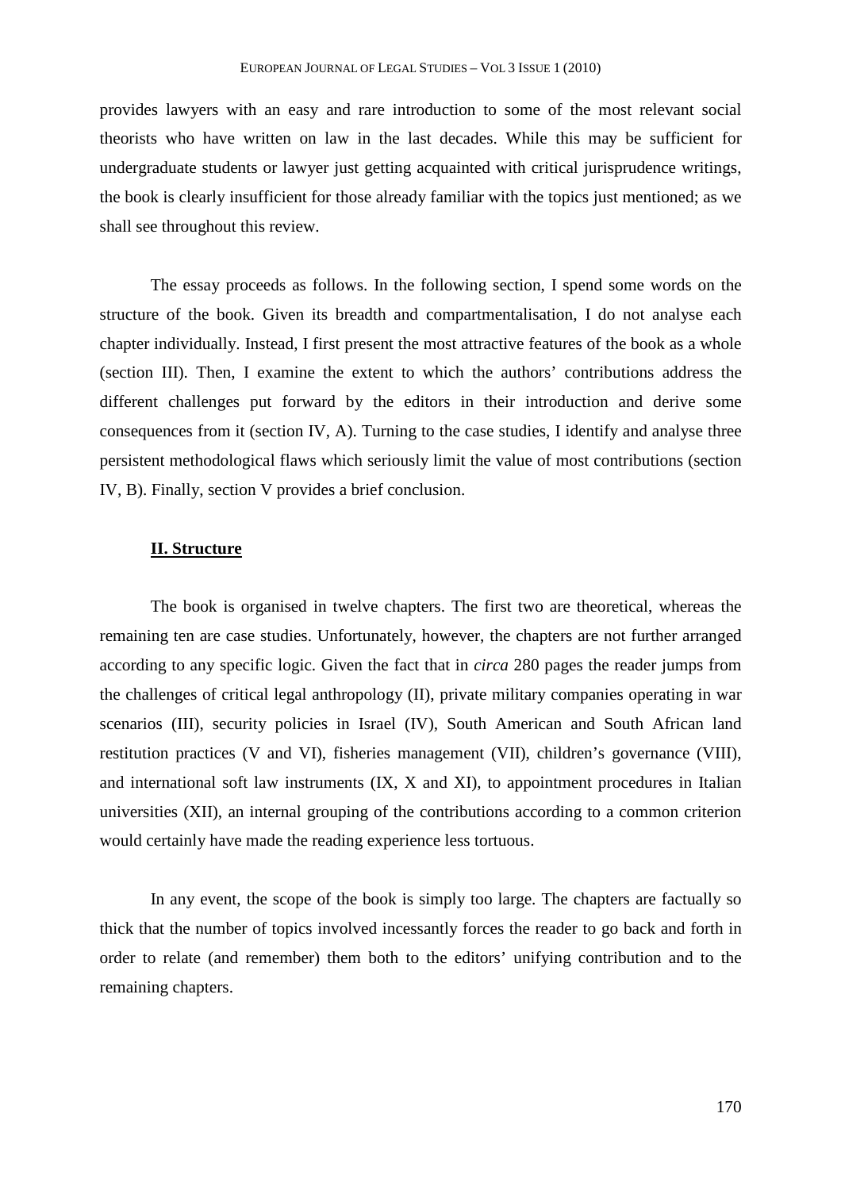provides lawyers with an easy and rare introduction to some of the most relevant social theorists who have written on law in the last decades. While this may be sufficient for undergraduate students or lawyer just getting acquainted with critical jurisprudence writings, the book is clearly insufficient for those already familiar with the topics just mentioned; as we shall see throughout this review.

The essay proceeds as follows. In the following section, I spend some words on the structure of the book. Given its breadth and compartmentalisation, I do not analyse each chapter individually. Instead, I first present the most attractive features of the book as a whole (section III). Then, I examine the extent to which the authors' contributions address the different challenges put forward by the editors in their introduction and derive some consequences from it (section IV, A). Turning to the case studies, I identify and analyse three persistent methodological flaws which seriously limit the value of most contributions (section IV, B). Finally, section V provides a brief conclusion.

## **II. Structure**

The book is organised in twelve chapters. The first two are theoretical, whereas the remaining ten are case studies. Unfortunately, however, the chapters are not further arranged according to any specific logic. Given the fact that in *circa* 280 pages the reader jumps from the challenges of critical legal anthropology (II), private military companies operating in war scenarios (III), security policies in Israel (IV), South American and South African land restitution practices (V and VI), fisheries management (VII), children's governance (VIII), and international soft law instruments (IX, X and XI), to appointment procedures in Italian universities (XII), an internal grouping of the contributions according to a common criterion would certainly have made the reading experience less tortuous.

In any event, the scope of the book is simply too large. The chapters are factually so thick that the number of topics involved incessantly forces the reader to go back and forth in order to relate (and remember) them both to the editors' unifying contribution and to the remaining chapters.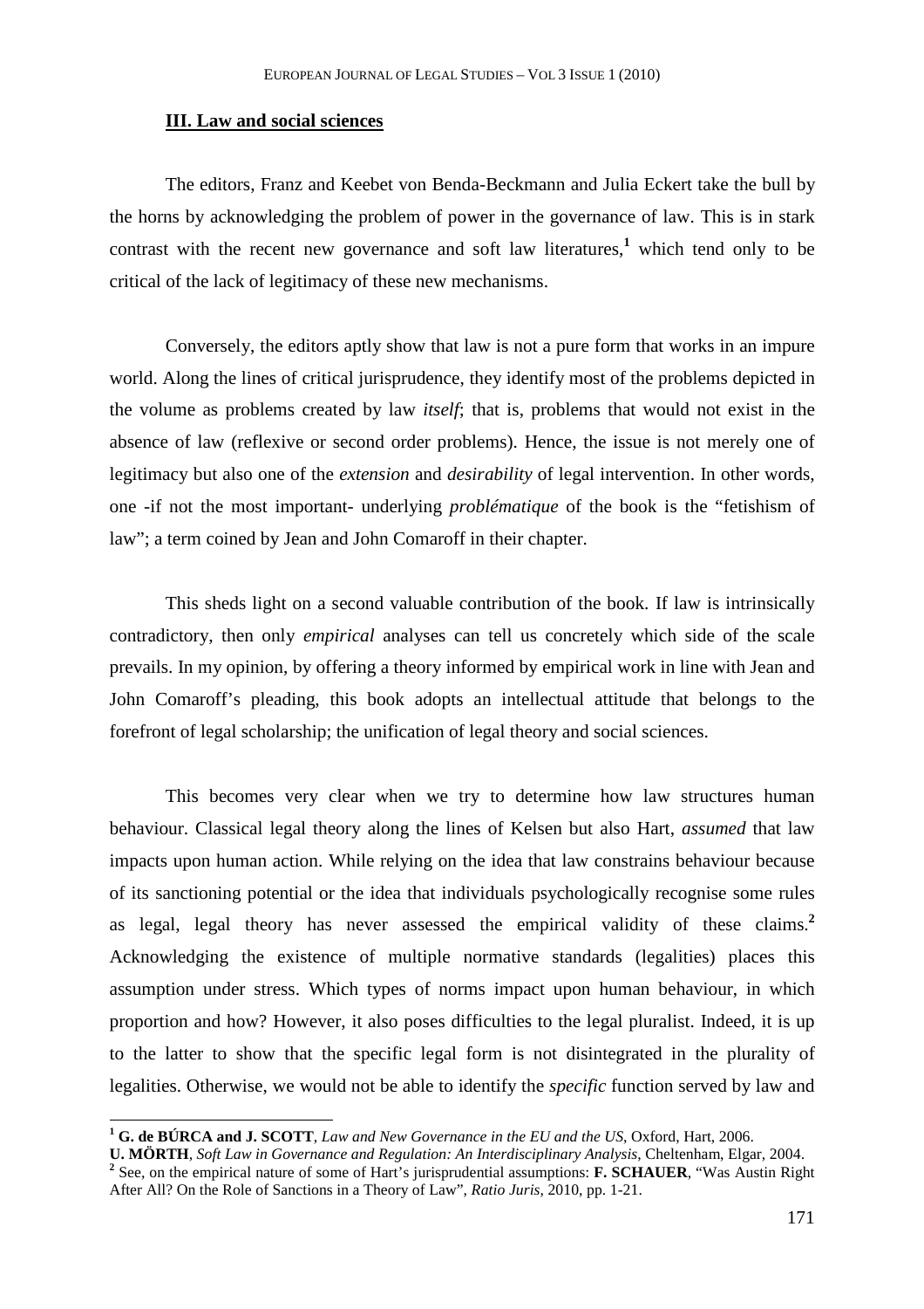### **III. Law and social sciences**

The editors, Franz and Keebet von Benda-Beckmann and Julia Eckert take the bull by the horns by acknowledging the problem of power in the governance of law. This is in stark contrast with the recent new governance and soft law literatures,[1] which tend only to be critical of the lack of legitimacy of these new mechanisms.

Conversely, the editors aptly show that law is not a pure form that works in an impure world. Along the lines of critical jurisprudence, they identify most of the problems depicted in the volume as problems created by law *itself*; that is, problems that would not exist in the absence of law (reflexive or second order problems). Hence, the issue is not merely one of legitimacy but also one of the *extension* and *desirability* of legal intervention. In other words, one -if not the most important- underlying *problématique* of the book is the "fetishism of law"; a term coined by Jean and John Comaroff in their chapter.

This sheds light on a second valuable contribution of the book. If law is intrinsically contradictory, then only *empirical* analyses can tell us concretely which side of the scale prevails. In my opinion, by offering a theory informed by empirical work in line with Jean and John Comaroff's pleading, this book adopts an intellectual attitude that belongs to the forefront of legal scholarship; the unification of legal theory and social sciences.

This becomes very clear when we try to determine how law structures human behaviour. Classical legal theory along the lines of Kelsen but also Hart, *assumed* that law impacts upon human action. While relying on the idea that law constrains behaviour because of its sanctioning potential or the idea that individuals psychologically recognise some rules as legal, legal theory has never assessed the empirical validity of these claims.[2] Acknowledging the existence of multiple normative standards (legalities) places this assumption under stress. Which types of norms impact upon human behaviour, in which proportion and how? However, it also poses difficulties to the legal pluralist. Indeed, it is up to the latter to show that the specific legal form is not disintegrated in the plurality of legalities. Otherwise, we would not be able to identify the *specific* function served by law and

---

[1] **G. de BÚRCA and J. SCOTT**, *Law and New Governance in the EU and the US*, Oxford, Hart, 2006.
**U. MÖRTH**, *Soft Law in Governance and Regulation: An Interdisciplinary Analysis*, Cheltenham, Elgar, 2004.

[2] See, on the empirical nature of some of Hart's jurisprudential assumptions: **F. SCHAUER**, "Was Austin Right After All? On the Role of Sanctions in a Theory of Law", *Ratio Juris*, 2010, pp. 1-21.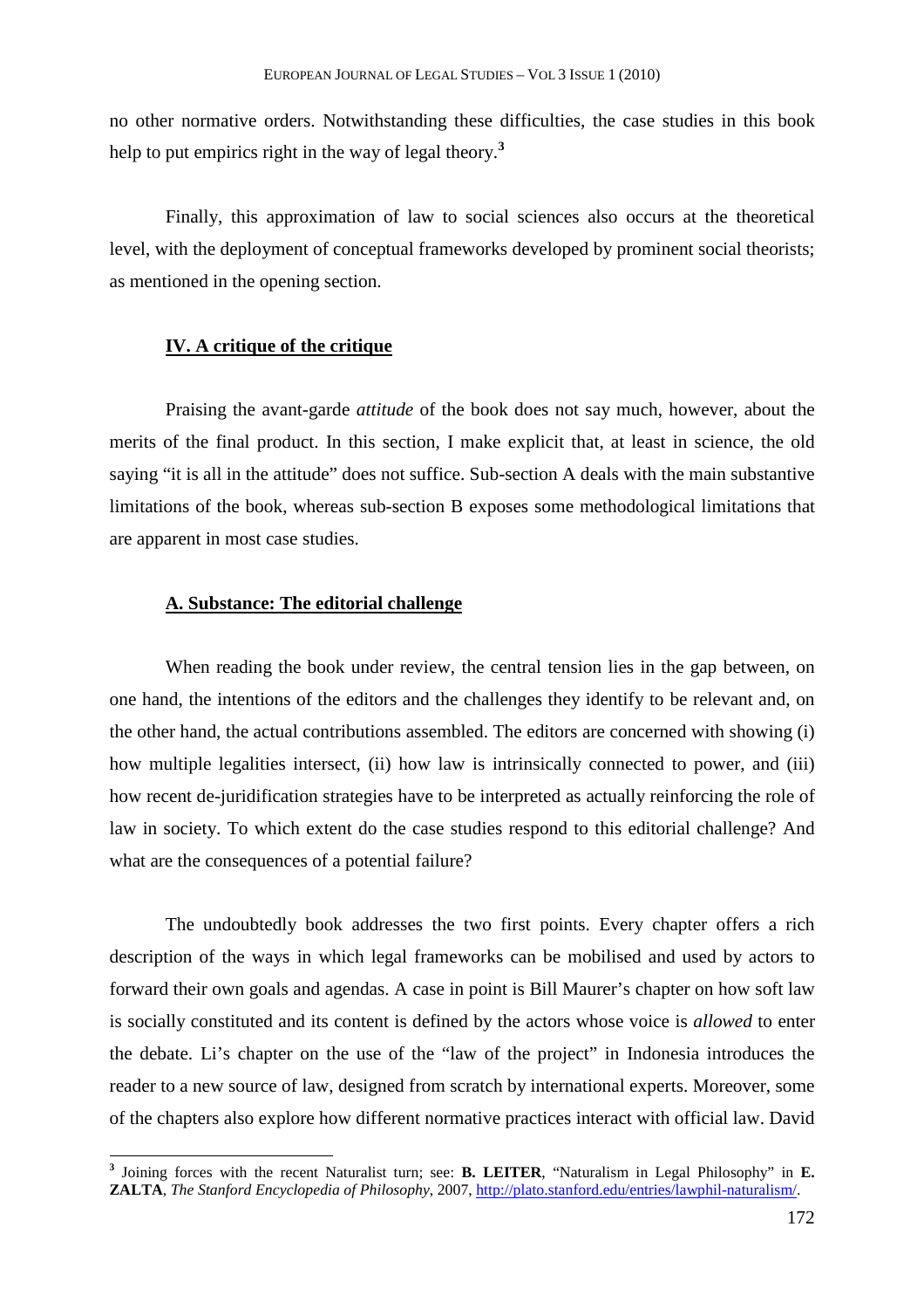no other normative orders. Notwithstanding these difficulties, the case studies in this book help to put empirics right in the way of legal theory.[3]

Finally, this approximation of law to social sciences also occurs at the theoretical level, with the deployment of conceptual frameworks developed by prominent social theorists; as mentioned in the opening section.

## IV. A critique of the critique

Praising the avant-garde *attitude* of the book does not say much, however, about the merits of the final product. In this section, I make explicit that, at least in science, the old saying "it is all in the attitude" does not suffice. Sub-section A deals with the main substantive limitations of the book, whereas sub-section B exposes some methodological limitations that are apparent in most case studies.

### A. Substance: The editorial challenge

When reading the book under review, the central tension lies in the gap between, on one hand, the intentions of the editors and the challenges they identify to be relevant and, on the other hand, the actual contributions assembled. The editors are concerned with showing (i) how multiple legalities intersect, (ii) how law is intrinsically connected to power, and (iii) how recent de-juridification strategies have to be interpreted as actually reinforcing the role of law in society. To which extent do the case studies respond to this editorial challenge? And what are the consequences of a potential failure?

The undoubtedly book addresses the two first points. Every chapter offers a rich description of the ways in which legal frameworks can be mobilised and used by actors to forward their own goals and agendas. A case in point is Bill Maurer's chapter on how soft law is socially constituted and its content is defined by the actors whose voice is *allowed* to enter the debate. Li's chapter on the use of the "law of the project" in Indonesia introduces the reader to a new source of law, designed from scratch by international experts. Moreover, some of the chapters also explore how different normative practices interact with official law. David

[3] Joining forces with the recent Naturalist turn; see: **B. LEITER**, "Naturalism in Legal Philosophy" in **E. ZALTA**, *The Stanford Encyclopedia of Philosophy*, 2007, http://plato.stanford.edu/entries/lawphil-naturalism/.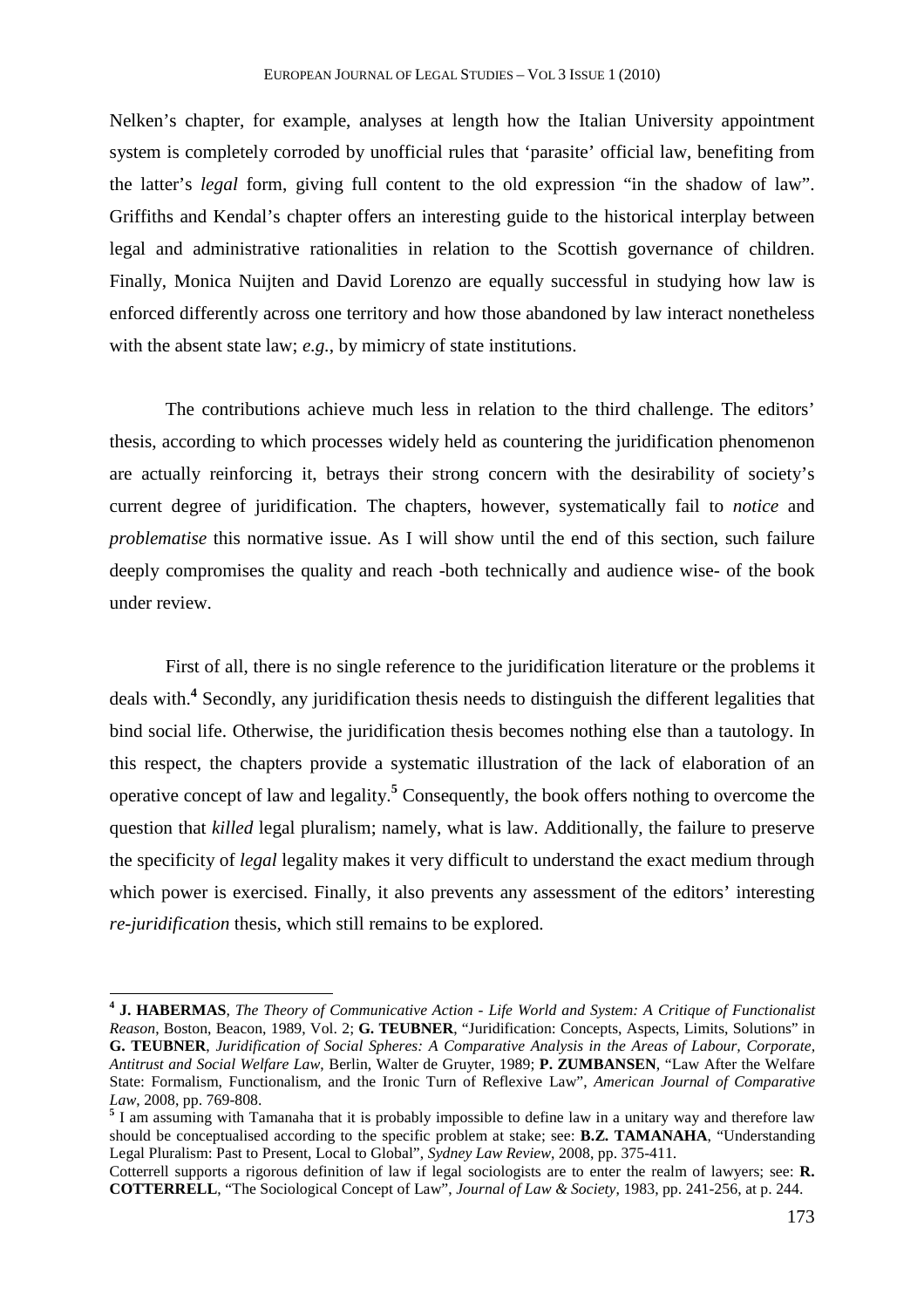Nelken's chapter, for example, analyses at length how the Italian University appointment system is completely corroded by unofficial rules that 'parasite' official law, benefiting from the latter's *legal* form, giving full content to the old expression "in the shadow of law". Griffiths and Kendal's chapter offers an interesting guide to the historical interplay between legal and administrative rationalities in relation to the Scottish governance of children. Finally, Monica Nuijten and David Lorenzo are equally successful in studying how law is enforced differently across one territory and how those abandoned by law interact nonetheless with the absent state law; *e.g.*, by mimicry of state institutions.

The contributions achieve much less in relation to the third challenge. The editors' thesis, according to which processes widely held as countering the juridification phenomenon are actually reinforcing it, betrays their strong concern with the desirability of society's current degree of juridification. The chapters, however, systematically fail to *notice* and *problematise* this normative issue. As I will show until the end of this section, such failure deeply compromises the quality and reach -both technically and audience wise- of the book under review.

First of all, there is no single reference to the juridification literature or the problems it deals with.[4] Secondly, any juridification thesis needs to distinguish the different legalities that bind social life. Otherwise, the juridification thesis becomes nothing else than a tautology. In this respect, the chapters provide a systematic illustration of the lack of elaboration of an operative concept of law and legality.[5] Consequently, the book offers nothing to overcome the question that *killed* legal pluralism; namely, what is law. Additionally, the failure to preserve the specificity of *legal* legality makes it very difficult to understand the exact medium through which power is exercised. Finally, it also prevents any assessment of the editors' interesting *re-juridification* thesis, which still remains to be explored.

---

[4] **J. HABERMAS**, *The Theory of Communicative Action - Life World and System: A Critique of Functionalist Reason*, Boston, Beacon, 1989, Vol. 2; **G. TEUBNER**, "Juridification: Concepts, Aspects, Limits, Solutions" in **G. TEUBNER**, *Juridification of Social Spheres: A Comparative Analysis in the Areas of Labour, Corporate, Antitrust and Social Welfare Law*, Berlin, Walter de Gruyter, 1989; **P. ZUMBANSEN**, "Law After the Welfare State: Formalism, Functionalism, and the Ironic Turn of Reflexive Law", *American Journal of Comparative Law*, 2008, pp. 769-808.

[5] I am assuming with Tamanaha that it is probably impossible to define law in a unitary way and therefore law should be conceptualised according to the specific problem at stake; see: **B.Z. TAMANAHA**, "Understanding Legal Pluralism: Past to Present, Local to Global", *Sydney Law Review*, 2008, pp. 375-411.

Cotterrell supports a rigorous definition of law if legal sociologists are to enter the realm of lawyers; see: **R. COTTERRELL**, "The Sociological Concept of Law", *Journal of Law & Society*, 1983, pp. 241-256, at p. 244.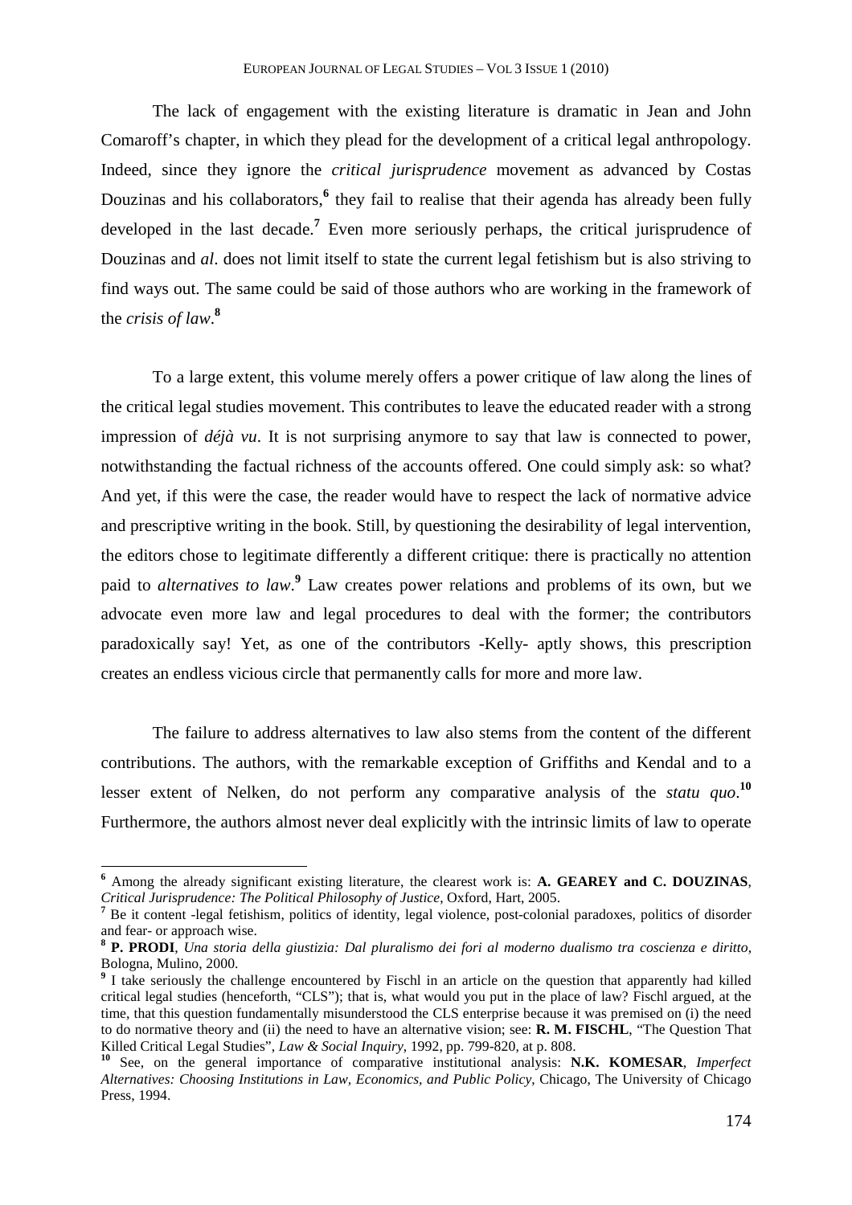The lack of engagement with the existing literature is dramatic in Jean and John Comaroff's chapter, in which they plead for the development of a critical legal anthropology. Indeed, since they ignore the *critical jurisprudence* movement as advanced by Costas Douzinas and his collaborators,[6] they fail to realise that their agenda has already been fully developed in the last decade.[7] Even more seriously perhaps, the critical jurisprudence of Douzinas and *al*. does not limit itself to state the current legal fetishism but is also striving to find ways out. The same could be said of those authors who are working in the framework of the *crisis of law*.[8]

To a large extent, this volume merely offers a power critique of law along the lines of the critical legal studies movement. This contributes to leave the educated reader with a strong impression of *déjà vu*. It is not surprising anymore to say that law is connected to power, notwithstanding the factual richness of the accounts offered. One could simply ask: so what? And yet, if this were the case, the reader would have to respect the lack of normative advice and prescriptive writing in the book. Still, by questioning the desirability of legal intervention, the editors chose to legitimate differently a different critique: there is practically no attention paid to *alternatives to law*.[9] Law creates power relations and problems of its own, but we advocate even more law and legal procedures to deal with the former; the contributors paradoxically say! Yet, as one of the contributors -Kelly- aptly shows, this prescription creates an endless vicious circle that permanently calls for more and more law.

The failure to address alternatives to law also stems from the content of the different contributions. The authors, with the remarkable exception of Griffiths and Kendal and to a lesser extent of Nelken, do not perform any comparative analysis of the *statu quo*.[10] Furthermore, the authors almost never deal explicitly with the intrinsic limits of law to operate

---

[6] Among the already significant existing literature, the clearest work is: **A. GEAREY and C. DOUZINAS**, *Critical Jurisprudence: The Political Philosophy of Justice*, Oxford, Hart, 2005.

[7] Be it content -legal fetishism, politics of identity, legal violence, post-colonial paradoxes, politics of disorder and fear- or approach wise.

[8] **P. PRODI**, *Una storia della giustizia: Dal pluralismo dei fori al moderno dualismo tra coscienza e diritto*, Bologna, Mulino, 2000.

[9] I take seriously the challenge encountered by Fischl in an article on the question that apparently had killed critical legal studies (henceforth, "CLS"); that is, what would you put in the place of law? Fischl argued, at the time, that this question fundamentally misunderstood the CLS enterprise because it was premised on (i) the need to do normative theory and (ii) the need to have an alternative vision; see: **R. M. FISCHL**, "The Question That Killed Critical Legal Studies", *Law & Social Inquiry*, 1992, pp. 799-820, at p. 808.

[10] See, on the general importance of comparative institutional analysis: **N.K. KOMESAR**, *Imperfect Alternatives: Choosing Institutions in Law, Economics, and Public Policy*, Chicago, The University of Chicago Press, 1994.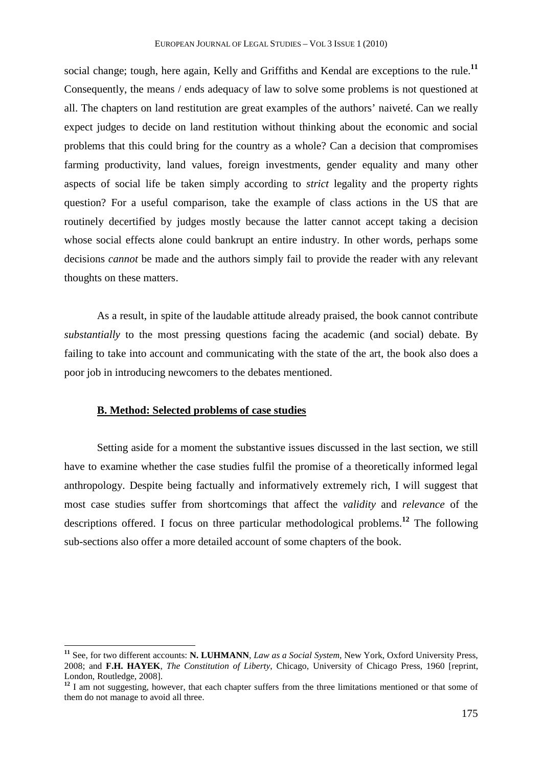social change; tough, here again, Kelly and Griffiths and Kendal are exceptions to the rule.[11] Consequently, the means / ends adequacy of law to solve some problems is not questioned at all. The chapters on land restitution are great examples of the authors' naiveté. Can we really expect judges to decide on land restitution without thinking about the economic and social problems that this could bring for the country as a whole? Can a decision that compromises farming productivity, land values, foreign investments, gender equality and many other aspects of social life be taken simply according to *strict* legality and the property rights question? For a useful comparison, take the example of class actions in the US that are routinely decertified by judges mostly because the latter cannot accept taking a decision whose social effects alone could bankrupt an entire industry. In other words, perhaps some decisions *cannot* be made and the authors simply fail to provide the reader with any relevant thoughts on these matters.

As a result, in spite of the laudable attitude already praised, the book cannot contribute *substantially* to the most pressing questions facing the academic (and social) debate. By failing to take into account and communicating with the state of the art, the book also does a poor job in introducing newcomers to the debates mentioned.

### B. Method: Selected problems of case studies

Setting aside for a moment the substantive issues discussed in the last section, we still have to examine whether the case studies fulfil the promise of a theoretically informed legal anthropology. Despite being factually and informatively extremely rich, I will suggest that most case studies suffer from shortcomings that affect the *validity* and *relevance* of the descriptions offered. I focus on three particular methodological problems.[12] The following sub-sections also offer a more detailed account of some chapters of the book.

---

[11] See, for two different accounts: **N. LUHMANN**, *Law as a Social System*, New York, Oxford University Press, 2008; and **F.H. HAYEK**, *The Constitution of Liberty*, Chicago, University of Chicago Press, 1960 [reprint, London, Routledge, 2008].

[12] I am not suggesting, however, that each chapter suffers from the three limitations mentioned or that some of them do not manage to avoid all three.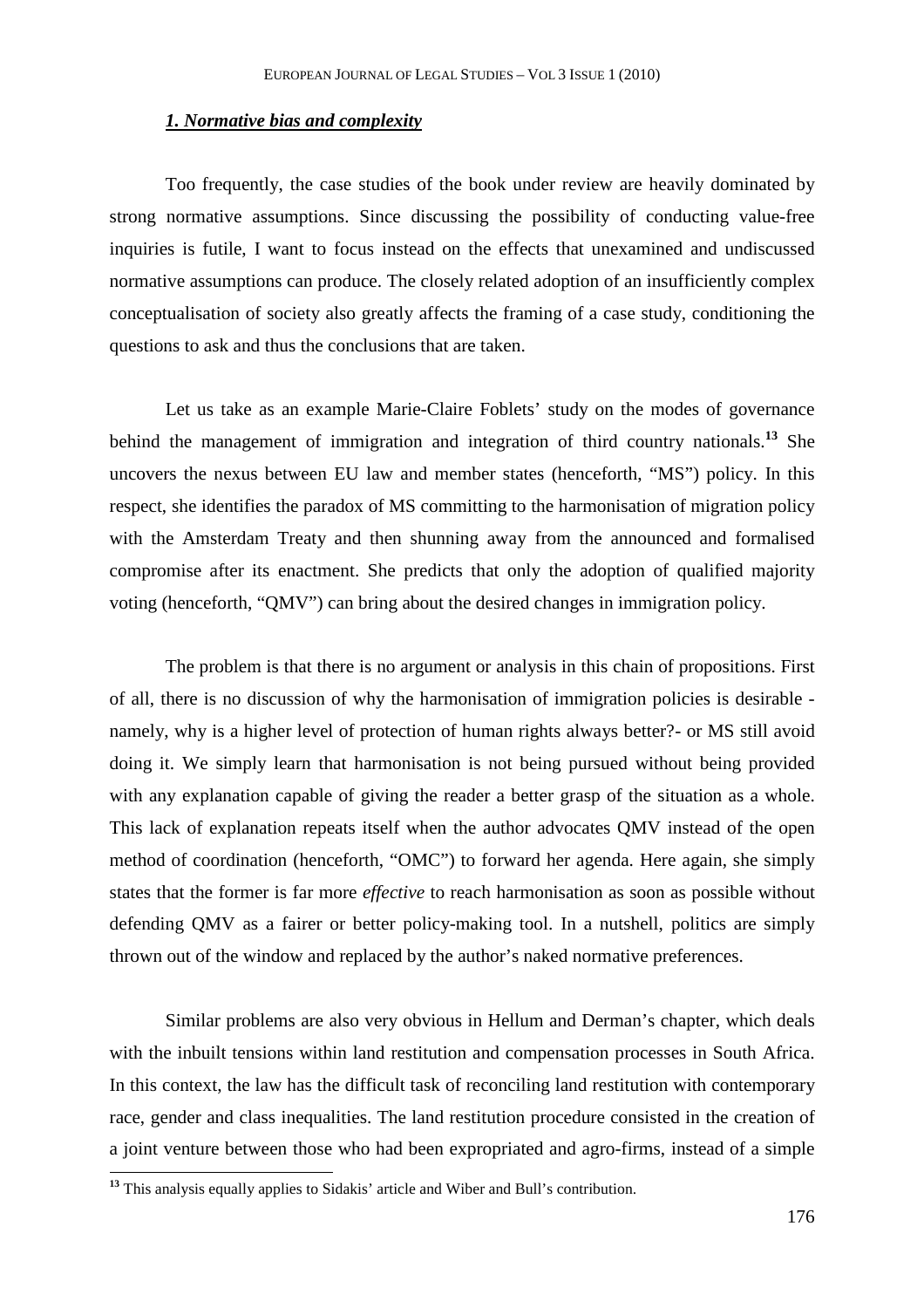### *1. Normative bias and complexity*

Too frequently, the case studies of the book under review are heavily dominated by strong normative assumptions. Since discussing the possibility of conducting value-free inquiries is futile, I want to focus instead on the effects that unexamined and undiscussed normative assumptions can produce. The closely related adoption of an insufficiently complex conceptualisation of society also greatly affects the framing of a case study, conditioning the questions to ask and thus the conclusions that are taken.

Let us take as an example Marie-Claire Foblets' study on the modes of governance behind the management of immigration and integration of third country nationals.[13] She uncovers the nexus between EU law and member states (henceforth, "MS") policy. In this respect, she identifies the paradox of MS committing to the harmonisation of migration policy with the Amsterdam Treaty and then shunning away from the announced and formalised compromise after its enactment. She predicts that only the adoption of qualified majority voting (henceforth, "QMV") can bring about the desired changes in immigration policy.

The problem is that there is no argument or analysis in this chain of propositions. First of all, there is no discussion of why the harmonisation of immigration policies is desirable - namely, why is a higher level of protection of human rights always better?- or MS still avoid doing it. We simply learn that harmonisation is not being pursued without being provided with any explanation capable of giving the reader a better grasp of the situation as a whole. This lack of explanation repeats itself when the author advocates QMV instead of the open method of coordination (henceforth, "OMC") to forward her agenda. Here again, she simply states that the former is far more *effective* to reach harmonisation as soon as possible without defending QMV as a fairer or better policy-making tool. In a nutshell, politics are simply thrown out of the window and replaced by the author's naked normative preferences.

Similar problems are also very obvious in Hellum and Derman's chapter, which deals with the inbuilt tensions within land restitution and compensation processes in South Africa. In this context, the law has the difficult task of reconciling land restitution with contemporary race, gender and class inequalities. The land restitution procedure consisted in the creation of a joint venture between those who had been expropriated and agro-firms, instead of a simple

[13] This analysis equally applies to Sidakis' article and Wiber and Bull's contribution.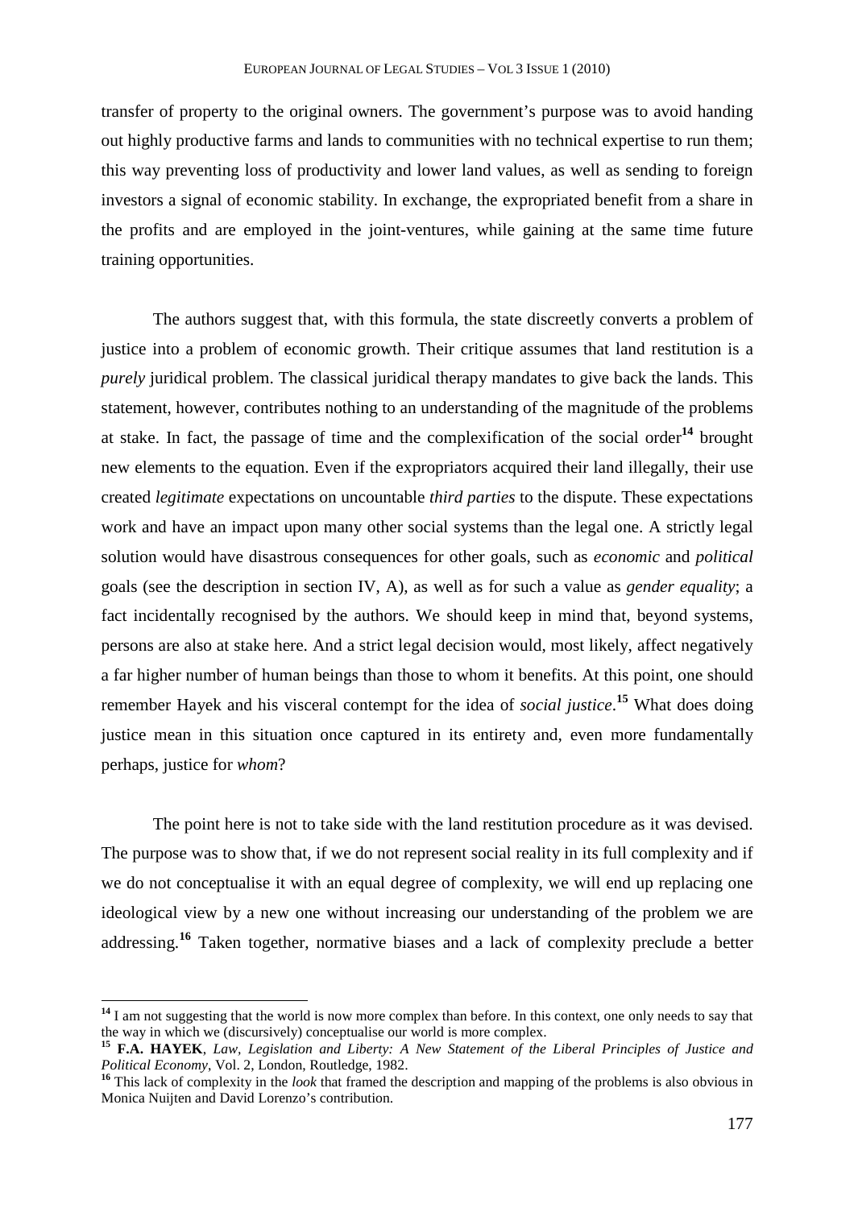transfer of property to the original owners. The government's purpose was to avoid handing out highly productive farms and lands to communities with no technical expertise to run them; this way preventing loss of productivity and lower land values, as well as sending to foreign investors a signal of economic stability. In exchange, the expropriated benefit from a share in the profits and are employed in the joint-ventures, while gaining at the same time future training opportunities.

The authors suggest that, with this formula, the state discreetly converts a problem of justice into a problem of economic growth. Their critique assumes that land restitution is a *purely* juridical problem. The classical juridical therapy mandates to give back the lands. This statement, however, contributes nothing to an understanding of the magnitude of the problems at stake. In fact, the passage of time and the complexification of the social order[14] brought new elements to the equation. Even if the expropriators acquired their land illegally, their use created *legitimate* expectations on uncountable *third parties* to the dispute. These expectations work and have an impact upon many other social systems than the legal one. A strictly legal solution would have disastrous consequences for other goals, such as *economic* and *political* goals (see the description in section IV, A), as well as for such a value as *gender equality*; a fact incidentally recognised by the authors. We should keep in mind that, beyond systems, persons are also at stake here. And a strict legal decision would, most likely, affect negatively a far higher number of human beings than those to whom it benefits. At this point, one should remember Hayek and his visceral contempt for the idea of *social justice*.[15] What does doing justice mean in this situation once captured in its entirety and, even more fundamentally perhaps, justice for *whom*?

The point here is not to take side with the land restitution procedure as it was devised. The purpose was to show that, if we do not represent social reality in its full complexity and if we do not conceptualise it with an equal degree of complexity, we will end up replacing one ideological view by a new one without increasing our understanding of the problem we are addressing.[16] Taken together, normative biases and a lack of complexity preclude a better

---

[14] I am not suggesting that the world is now more complex than before. In this context, one only needs to say that the way in which we (discursively) conceptualise our world is more complex.

[15] **F.A. HAYEK**, *Law, Legislation and Liberty: A New Statement of the Liberal Principles of Justice and Political Economy*, Vol. 2, London, Routledge, 1982.

[16] This lack of complexity in the *look* that framed the description and mapping of the problems is also obvious in Monica Nuijten and David Lorenzo's contribution.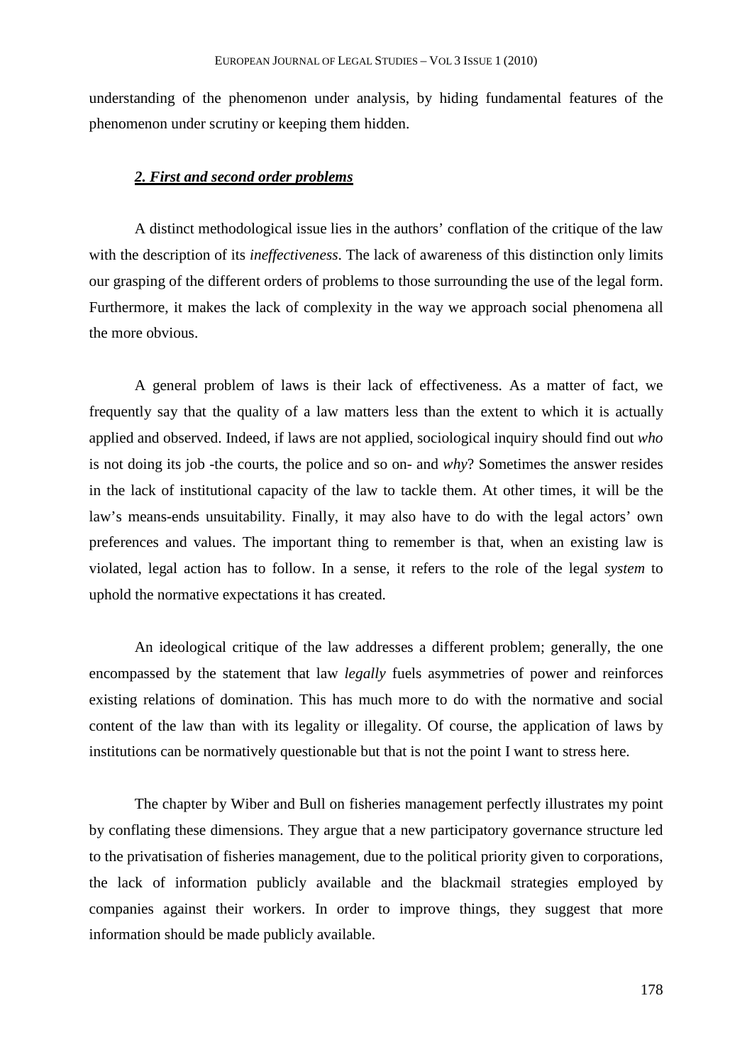understanding of the phenomenon under analysis, by hiding fundamental features of the phenomenon under scrutiny or keeping them hidden.

## *2. First and second order problems*

A distinct methodological issue lies in the authors' conflation of the critique of the law with the description of its *ineffectiveness*. The lack of awareness of this distinction only limits our grasping of the different orders of problems to those surrounding the use of the legal form. Furthermore, it makes the lack of complexity in the way we approach social phenomena all the more obvious.

A general problem of laws is their lack of effectiveness. As a matter of fact, we frequently say that the quality of a law matters less than the extent to which it is actually applied and observed. Indeed, if laws are not applied, sociological inquiry should find out *who* is not doing its job -the courts, the police and so on- and *why*? Sometimes the answer resides in the lack of institutional capacity of the law to tackle them. At other times, it will be the law's means-ends unsuitability. Finally, it may also have to do with the legal actors' own preferences and values. The important thing to remember is that, when an existing law is violated, legal action has to follow. In a sense, it refers to the role of the legal *system* to uphold the normative expectations it has created.

An ideological critique of the law addresses a different problem; generally, the one encompassed by the statement that law *legally* fuels asymmetries of power and reinforces existing relations of domination. This has much more to do with the normative and social content of the law than with its legality or illegality. Of course, the application of laws by institutions can be normatively questionable but that is not the point I want to stress here.

The chapter by Wiber and Bull on fisheries management perfectly illustrates my point by conflating these dimensions. They argue that a new participatory governance structure led to the privatisation of fisheries management, due to the political priority given to corporations, the lack of information publicly available and the blackmail strategies employed by companies against their workers. In order to improve things, they suggest that more information should be made publicly available.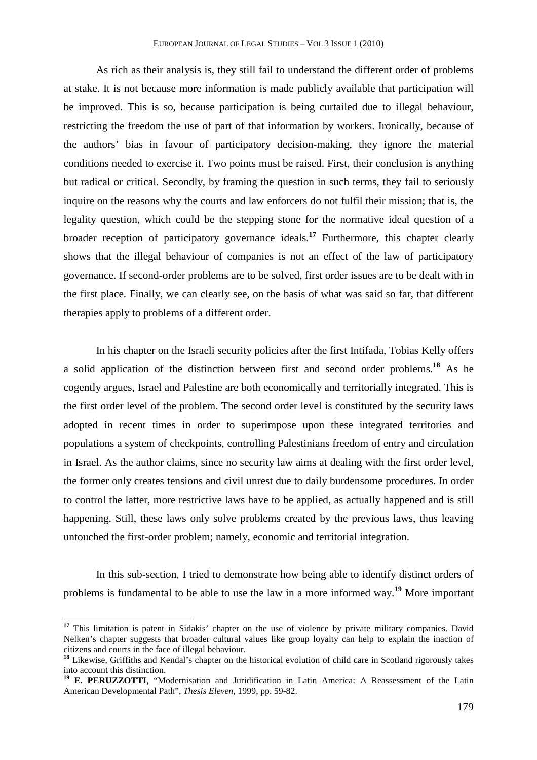As rich as their analysis is, they still fail to understand the different order of problems at stake. It is not because more information is made publicly available that participation will be improved. This is so, because participation is being curtailed due to illegal behaviour, restricting the freedom the use of part of that information by workers. Ironically, because of the authors' bias in favour of participatory decision-making, they ignore the material conditions needed to exercise it. Two points must be raised. First, their conclusion is anything but radical or critical. Secondly, by framing the question in such terms, they fail to seriously inquire on the reasons why the courts and law enforcers do not fulfil their mission; that is, the legality question, which could be the stepping stone for the normative ideal question of a broader reception of participatory governance ideals.[17] Furthermore, this chapter clearly shows that the illegal behaviour of companies is not an effect of the law of participatory governance. If second-order problems are to be solved, first order issues are to be dealt with in the first place. Finally, we can clearly see, on the basis of what was said so far, that different therapies apply to problems of a different order.

In his chapter on the Israeli security policies after the first Intifada, Tobias Kelly offers a solid application of the distinction between first and second order problems.[18] As he cogently argues, Israel and Palestine are both economically and territorially integrated. This is the first order level of the problem. The second order level is constituted by the security laws adopted in recent times in order to superimpose upon these integrated territories and populations a system of checkpoints, controlling Palestinians freedom of entry and circulation in Israel. As the author claims, since no security law aims at dealing with the first order level, the former only creates tensions and civil unrest due to daily burdensome procedures. In order to control the latter, more restrictive laws have to be applied, as actually happened and is still happening. Still, these laws only solve problems created by the previous laws, thus leaving untouched the first-order problem; namely, economic and territorial integration.

In this sub-section, I tried to demonstrate how being able to identify distinct orders of problems is fundamental to be able to use the law in a more informed way.[19] More important

---

[17] This limitation is patent in Sidakis' chapter on the use of violence by private military companies. David Nelken's chapter suggests that broader cultural values like group loyalty can help to explain the inaction of citizens and courts in the face of illegal behaviour.

[18] Likewise, Griffiths and Kendal's chapter on the historical evolution of child care in Scotland rigorously takes into account this distinction.

[19] **E. PERUZZOTTI**, "Modernisation and Juridification in Latin America: A Reassessment of the Latin American Developmental Path", *Thesis Eleven*, 1999, pp. 59-82.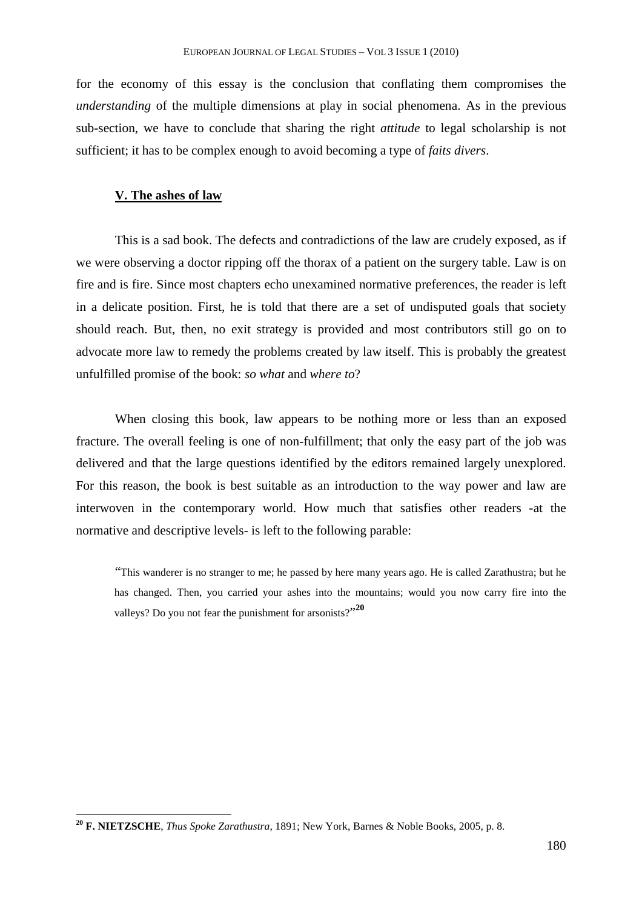for the economy of this essay is the conclusion that conflating them compromises the *understanding* of the multiple dimensions at play in social phenomena. As in the previous sub-section, we have to conclude that sharing the right *attitude* to legal scholarship is not sufficient; it has to be complex enough to avoid becoming a type of *faits divers*.

## V. The ashes of law

This is a sad book. The defects and contradictions of the law are crudely exposed, as if we were observing a doctor ripping off the thorax of a patient on the surgery table. Law is on fire and is fire. Since most chapters echo unexamined normative preferences, the reader is left in a delicate position. First, he is told that there are a set of undisputed goals that society should reach. But, then, no exit strategy is provided and most contributors still go on to advocate more law to remedy the problems created by law itself. This is probably the greatest unfulfilled promise of the book: *so what* and *where to*?

When closing this book, law appears to be nothing more or less than an exposed fracture. The overall feeling is one of non-fulfillment; that only the easy part of the job was delivered and that the large questions identified by the editors remained largely unexplored. For this reason, the book is best suitable as an introduction to the way power and law are interwoven in the contemporary world. How much that satisfies other readers -at the normative and descriptive levels- is left to the following parable:

> "This wanderer is no stranger to me; he passed by here many years ago. He is called Zarathustra; but he has changed. Then, you carried your ashes into the mountains; would you now carry fire into the valleys? Do you not fear the punishment for arsonists?"[20]

---

[20] **F. NIETZSCHE**, *Thus Spoke Zarathustra*, 1891; New York, Barnes & Noble Books, 2005, p. 8.